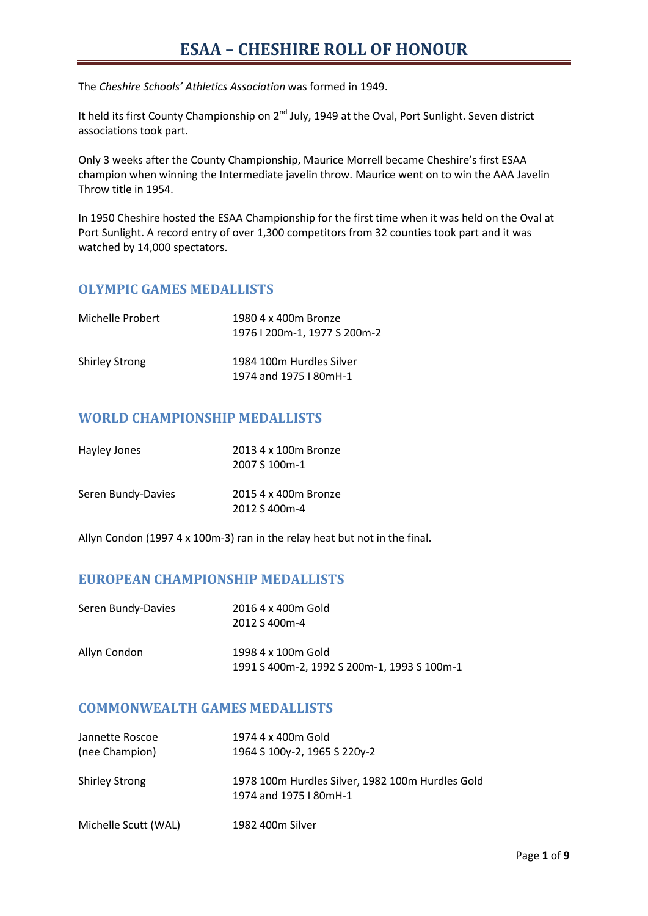# ESAA – CHESHIRE ROLL OF HONOUR

The *Cheshire Schools' Athletics Association* was formed in 1949.

It held its first County Championship on 2nd July, 1949 at the Oval, Port Sunlight. Seven district associations took part.

Only 3 weeks after the County Championship, Maurice Morrell became Cheshire's first ESAA champion when winning the Intermediate javelin throw. Maurice went on to win the AAA Javelin Throw title in 1954.

In 1950 Cheshire hosted the ESAA Championship for the first time when it was held on the Oval at Port Sunlight. A record entry of over 1,300 competitors from 32 counties took part and it was watched by 14,000 spectators.

## OLYMPIC GAMES MEDALLISTS

| | |
|---|---|
| Michelle Probert | 1980 4 x 400m Bronze<br>1976 I 200m-1, 1977 S 200m-2 |
| Shirley Strong | 1984 100m Hurdles Silver<br>1974 and 1975 I 80mH-1 |

## WORLD CHAMPIONSHIP MEDALLISTS

| | |
|---|---|
| Hayley Jones | 2013 4 x 100m Bronze<br>2007 S 100m-1 |
| Seren Bundy-Davies | 2015 4 x 400m Bronze<br>2012 S 400m-4 |

Allyn Condon (1997 4 x 100m-3) ran in the relay heat but not in the final.

## EUROPEAN CHAMPIONSHIP MEDALLISTS

| | |
|---|---|
| Seren Bundy-Davies | 2016 4 x 400m Gold<br>2012 S 400m-4 |
| Allyn Condon | 1998 4 x 100m Gold<br>1991 S 400m-2, 1992 S 200m-1, 1993 S 100m-1 |

## COMMONWEALTH GAMES MEDALLISTS

| | |
|---|---|
| Jannette Roscoe<br>(nee Champion) | 1974 4 x 400m Gold<br>1964 S 100y-2, 1965 S 220y-2 |
| Shirley Strong | 1978 100m Hurdles Silver, 1982 100m Hurdles Gold<br>1974 and 1975 I 80mH-1 |
| Michelle Scutt (WAL) | 1982 400m Silver |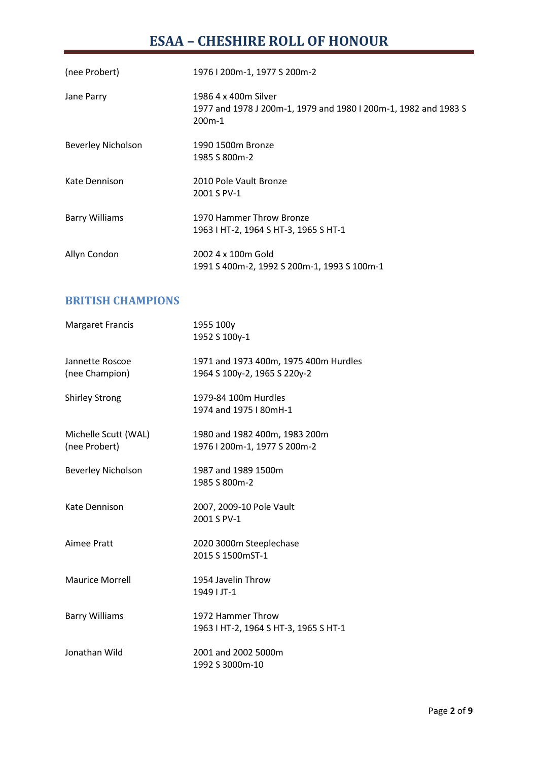| | |
|---|---|
| (nee Probert) | 1976 I 200m-1, 1977 S 200m-2 |
| Jane Parry | 1986 4 x 400m Silver<br>1977 and 1978 J 200m-1, 1979 and 1980 I 200m-1, 1982 and 1983 S 200m-1 |
| Beverley Nicholson | 1990 1500m Bronze<br>1985 S 800m-2 |
| Kate Dennison | 2010 Pole Vault Bronze<br>2001 S PV-1 |
| Barry Williams | 1970 Hammer Throw Bronze<br>1963 I HT-2, 1964 S HT-3, 1965 S HT-1 |
| Allyn Condon | 2002 4 x 100m Gold<br>1991 S 400m-2, 1992 S 200m-1, 1993 S 100m-1 |

## BRITISH CHAMPIONS

| | |
|---|---|
| Margaret Francis | 1955 100y<br>1952 S 100y-1 |
| Jannette Roscoe (nee Champion) | 1971 and 1973 400m, 1975 400m Hurdles<br>1964 S 100y-2, 1965 S 220y-2 |
| Shirley Strong | 1979-84 100m Hurdles<br>1974 and 1975 I 80mH-1 |
| Michelle Scutt (WAL) (nee Probert) | 1980 and 1982 400m, 1983 200m<br>1976 I 200m-1, 1977 S 200m-2 |
| Beverley Nicholson | 1987 and 1989 1500m<br>1985 S 800m-2 |
| Kate Dennison | 2007, 2009-10 Pole Vault<br>2001 S PV-1 |
| Aimee Pratt | 2020 3000m Steeplechase<br>2015 S 1500mST-1 |
| Maurice Morrell | 1954 Javelin Throw<br>1949 I JT-1 |
| Barry Williams | 1972 Hammer Throw<br>1963 I HT-2, 1964 S HT-3, 1965 S HT-1 |
| Jonathan Wild | 2001 and 2002 5000m<br>1992 S 3000m-10 |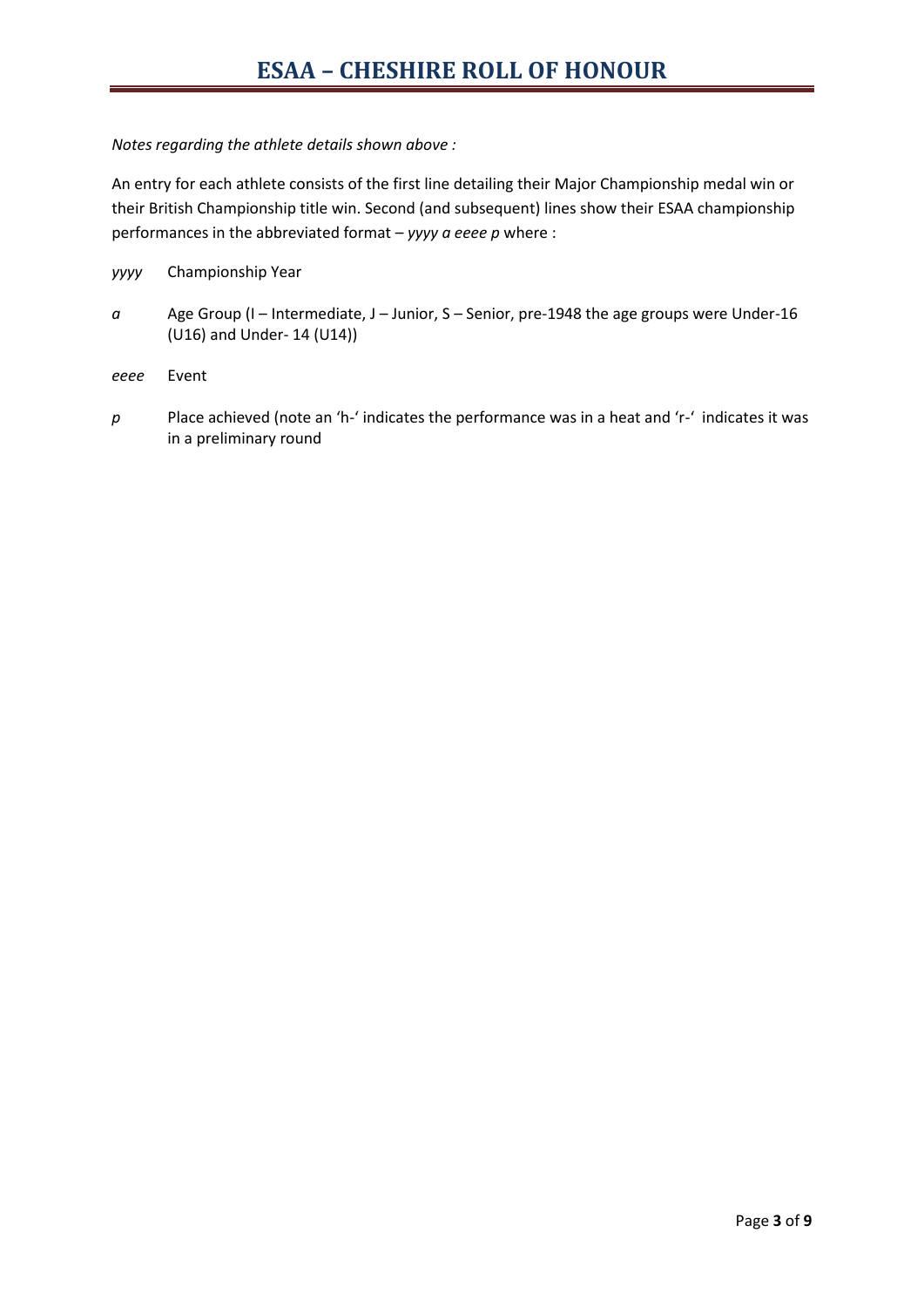*Notes regarding the athlete details shown above :*

An entry for each athlete consists of the first line detailing their Major Championship medal win or their British Championship title win. Second (and subsequent) lines show their ESAA championship performances in the abbreviated format – *yyyy a eeee p* where :

*yyyy* Championship Year

*a* Age Group (I – Intermediate, J – Junior, S – Senior, pre-1948 the age groups were Under-16 (U16) and Under- 14 (U14))

*eeee* Event

*p* Place achieved (note an 'h-' indicates the performance was in a heat and 'r-' indicates it was in a preliminary round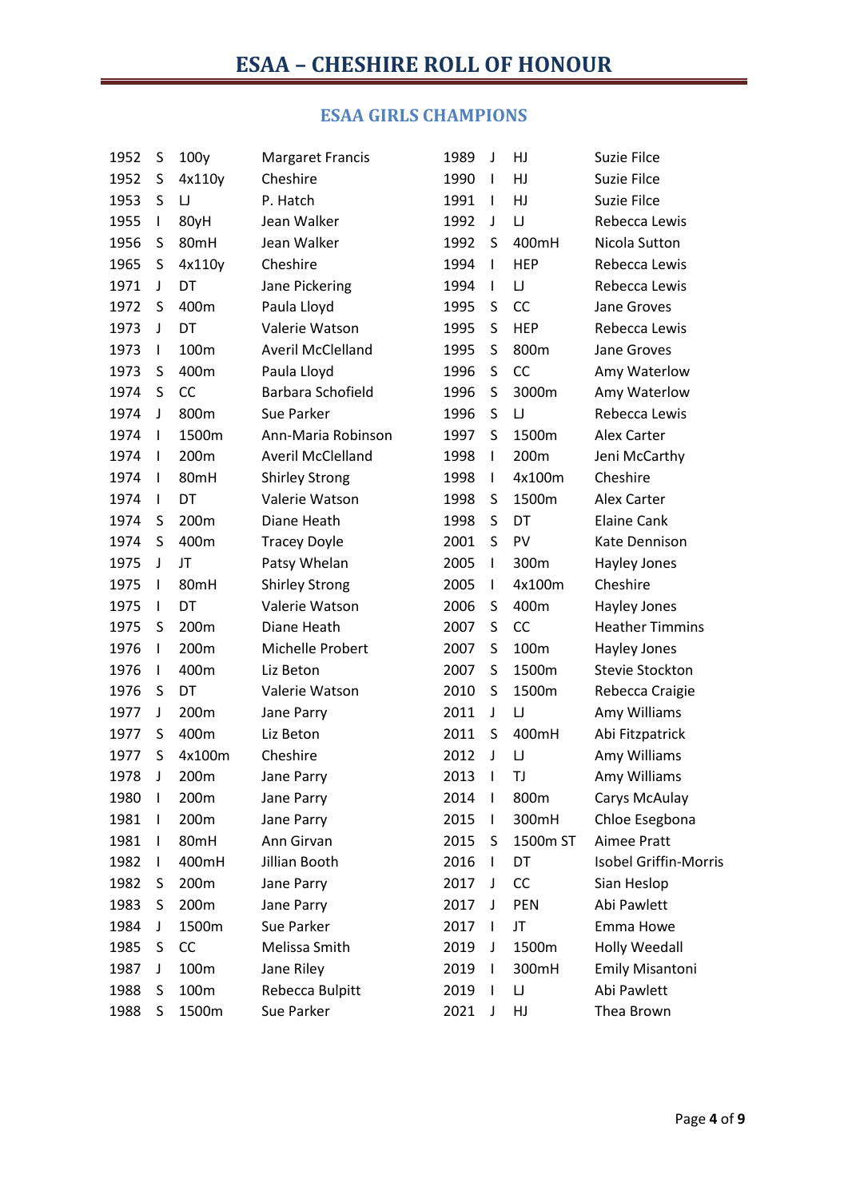# ESAA – CHESHIRE ROLL OF HONOUR

## ESAA GIRLS CHAMPIONS

| Year | Age | Event | Name |
|---|---|---|---|
| 1952 | S | 100y | Margaret Francis |
| 1952 | S | 4x110y | Cheshire |
| 1953 | S | LJ | P. Hatch |
| 1955 | I | 80yH | Jean Walker |
| 1956 | S | 80mH | Jean Walker |
| 1965 | S | 4x110y | Cheshire |
| 1971 | J | DT | Jane Pickering |
| 1972 | S | 400m | Paula Lloyd |
| 1973 | J | DT | Valerie Watson |
| 1973 | I | 100m | Averil McClelland |
| 1973 | S | 400m | Paula Lloyd |
| 1974 | S | CC | Barbara Schofield |
| 1974 | J | 800m | Sue Parker |
| 1974 | I | 1500m | Ann-Maria Robinson |
| 1974 | I | 200m | Averil McClelland |
| 1974 | I | 80mH | Shirley Strong |
| 1974 | I | DT | Valerie Watson |
| 1974 | S | 200m | Diane Heath |
| 1974 | S | 400m | Tracey Doyle |
| 1975 | J | JT | Patsy Whelan |
| 1975 | I | 80mH | Shirley Strong |
| 1975 | I | DT | Valerie Watson |
| 1975 | S | 200m | Diane Heath |
| 1976 | I | 200m | Michelle Probert |
| 1976 | I | 400m | Liz Beton |
| 1976 | S | DT | Valerie Watson |
| 1977 | J | 200m | Jane Parry |
| 1977 | S | 400m | Liz Beton |
| 1977 | S | 4x100m | Cheshire |
| 1978 | J | 200m | Jane Parry |
| 1980 | I | 200m | Jane Parry |
| 1981 | I | 200m | Jane Parry |
| 1981 | I | 80mH | Ann Girvan |
| 1982 | I | 400mH | Jillian Booth |
| 1982 | S | 200m | Jane Parry |
| 1983 | S | 200m | Jane Parry |
| 1984 | J | 1500m | Sue Parker |
| 1985 | S | CC | Melissa Smith |
| 1987 | J | 100m | Jane Riley |
| 1988 | S | 100m | Rebecca Bulpitt |
| 1988 | S | 1500m | Sue Parker |
| 1989 | J | HJ | Suzie Filce |
| 1990 | I | HJ | Suzie Filce |
| 1991 | I | HJ | Suzie Filce |
| 1992 | J | LJ | Rebecca Lewis |
| 1992 | S | 400mH | Nicola Sutton |
| 1994 | I | HEP | Rebecca Lewis |
| 1994 | I | LJ | Rebecca Lewis |
| 1995 | S | CC | Jane Groves |
| 1995 | S | HEP | Rebecca Lewis |
| 1995 | S | 800m | Jane Groves |
| 1996 | S | CC | Amy Waterlow |
| 1996 | S | 3000m | Amy Waterlow |
| 1996 | S | LJ | Rebecca Lewis |
| 1997 | S | 1500m | Alex Carter |
| 1998 | I | 200m | Jeni McCarthy |
| 1998 | I | 4x100m | Cheshire |
| 1998 | S | 1500m | Alex Carter |
| 1998 | S | DT | Elaine Cank |
| 2001 | S | PV | Kate Dennison |
| 2005 | I | 300m | Hayley Jones |
| 2005 | I | 4x100m | Cheshire |
| 2006 | S | 400m | Hayley Jones |
| 2007 | S | CC | Heather Timmins |
| 2007 | S | 100m | Hayley Jones |
| 2007 | S | 1500m | Stevie Stockton |
| 2010 | S | 1500m | Rebecca Craigie |
| 2011 | J | LJ | Amy Williams |
| 2011 | S | 400mH | Abi Fitzpatrick |
| 2012 | J | LJ | Amy Williams |
| 2013 | I | TJ | Amy Williams |
| 2014 | I | 800m | Carys McAulay |
| 2015 | I | 300mH | Chloe Esegbona |
| 2015 | S | 1500m ST | Aimee Pratt |
| 2016 | I | DT | Isobel Griffin-Morris |
| 2017 | J | CC | Sian Heslop |
| 2017 | J | PEN | Abi Pawlett |
| 2017 | I | JT | Emma Howe |
| 2019 | J | 1500m | Holly Weedall |
| 2019 | I | 300mH | Emily Misantoni |
| 2019 | I | LJ | Abi Pawlett |
| 2021 | J | HJ | Thea Brown |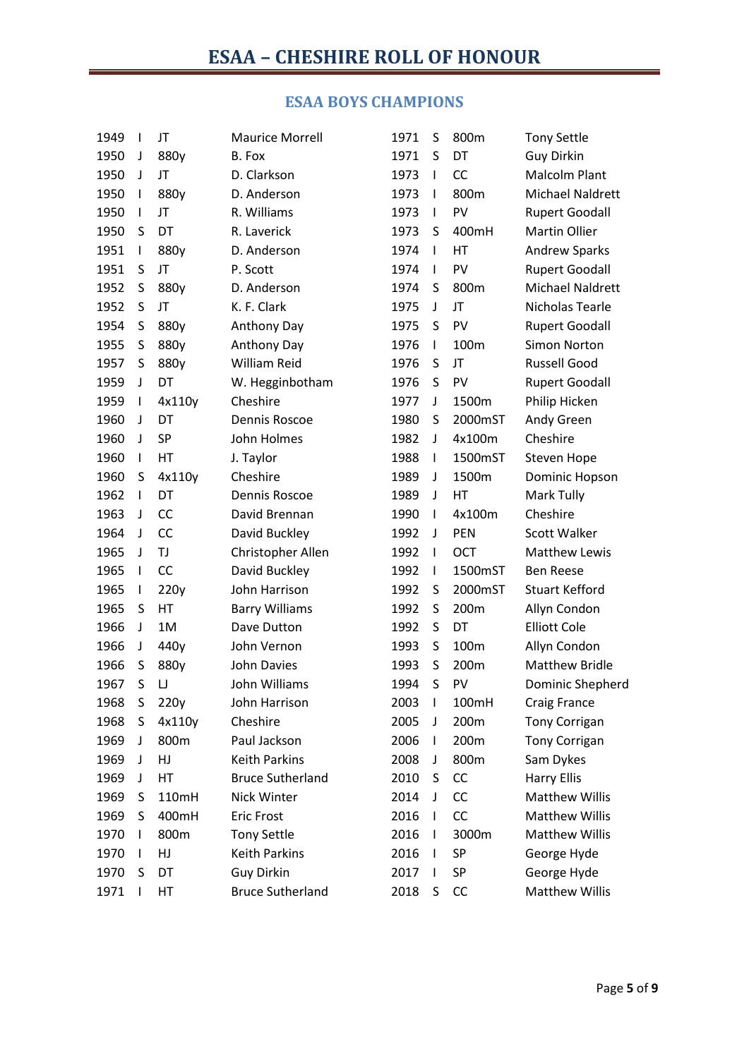# ESAA – CHESHIRE ROLL OF HONOUR

## ESAA BOYS CHAMPIONS

| | | | |
|---|---|---|---|
| 1949 | I | JT | Maurice Morrell |
| 1950 | J | 880y | B. Fox |
| 1950 | J | JT | D. Clarkson |
| 1950 | I | 880y | D. Anderson |
| 1950 | I | JT | R. Williams |
| 1950 | S | DT | R. Laverick |
| 1951 | I | 880y | D. Anderson |
| 1951 | S | JT | P. Scott |
| 1952 | S | 880y | D. Anderson |
| 1952 | S | JT | K. F. Clark |
| 1954 | S | 880y | Anthony Day |
| 1955 | S | 880y | Anthony Day |
| 1957 | S | 880y | William Reid |
| 1959 | J | DT | W. Hegginbotham |
| 1959 | I | 4x110y | Cheshire |
| 1960 | J | DT | Dennis Roscoe |
| 1960 | J | SP | John Holmes |
| 1960 | I | HT | J. Taylor |
| 1960 | S | 4x110y | Cheshire |
| 1962 | I | DT | Dennis Roscoe |
| 1963 | J | CC | David Brennan |
| 1964 | J | CC | David Buckley |
| 1965 | J | TJ | Christopher Allen |
| 1965 | I | CC | David Buckley |
| 1965 | I | 220y | John Harrison |
| 1965 | S | HT | Barry Williams |
| 1966 | J | 1M | Dave Dutton |
| 1966 | J | 440y | John Vernon |
| 1966 | S | 880y | John Davies |
| 1967 | S | LJ | John Williams |
| 1968 | S | 220y | John Harrison |
| 1968 | S | 4x110y | Cheshire |
| 1969 | J | 800m | Paul Jackson |
| 1969 | J | HJ | Keith Parkins |
| 1969 | J | HT | Bruce Sutherland |
| 1969 | S | 110mH | Nick Winter |
| 1969 | S | 400mH | Eric Frost |
| 1970 | I | 800m | Tony Settle |
| 1970 | I | HJ | Keith Parkins |
| 1970 | S | DT | Guy Dirkin |
| 1971 | I | HT | Bruce Sutherland |
| 1971 | S | 800m | Tony Settle |
| 1971 | S | DT | Guy Dirkin |
| 1973 | I | CC | Malcolm Plant |
| 1973 | I | 800m | Michael Naldrett |
| 1973 | I | PV | Rupert Goodall |
| 1973 | S | 400mH | Martin Ollier |
| 1974 | I | HT | Andrew Sparks |
| 1974 | I | PV | Rupert Goodall |
| 1974 | S | 800m | Michael Naldrett |
| 1975 | J | JT | Nicholas Tearle |
| 1975 | S | PV | Rupert Goodall |
| 1976 | I | 100m | Simon Norton |
| 1976 | S | JT | Russell Good |
| 1976 | S | PV | Rupert Goodall |
| 1977 | J | 1500m | Philip Hicken |
| 1980 | S | 2000mST | Andy Green |
| 1982 | J | 4x100m | Cheshire |
| 1988 | I | 1500mST | Steven Hope |
| 1989 | J | 1500m | Dominic Hopson |
| 1989 | J | HT | Mark Tully |
| 1990 | I | 4x100m | Cheshire |
| 1992 | J | PEN | Scott Walker |
| 1992 | I | OCT | Matthew Lewis |
| 1992 | I | 1500mST | Ben Reese |
| 1992 | S | 2000mST | Stuart Kefford |
| 1992 | S | 200m | Allyn Condon |
| 1992 | S | DT | Elliott Cole |
| 1993 | S | 100m | Allyn Condon |
| 1993 | S | 200m | Matthew Bridle |
| 1994 | S | PV | Dominic Shepherd |
| 2003 | I | 100mH | Craig France |
| 2005 | J | 200m | Tony Corrigan |
| 2006 | I | 200m | Tony Corrigan |
| 2008 | J | 800m | Sam Dykes |
| 2010 | S | CC | Harry Ellis |
| 2014 | J | CC | Matthew Willis |
| 2016 | I | CC | Matthew Willis |
| 2016 | I | 3000m | Matthew Willis |
| 2016 | I | SP | George Hyde |
| 2017 | I | SP | George Hyde |
| 2018 | S | CC | Matthew Willis |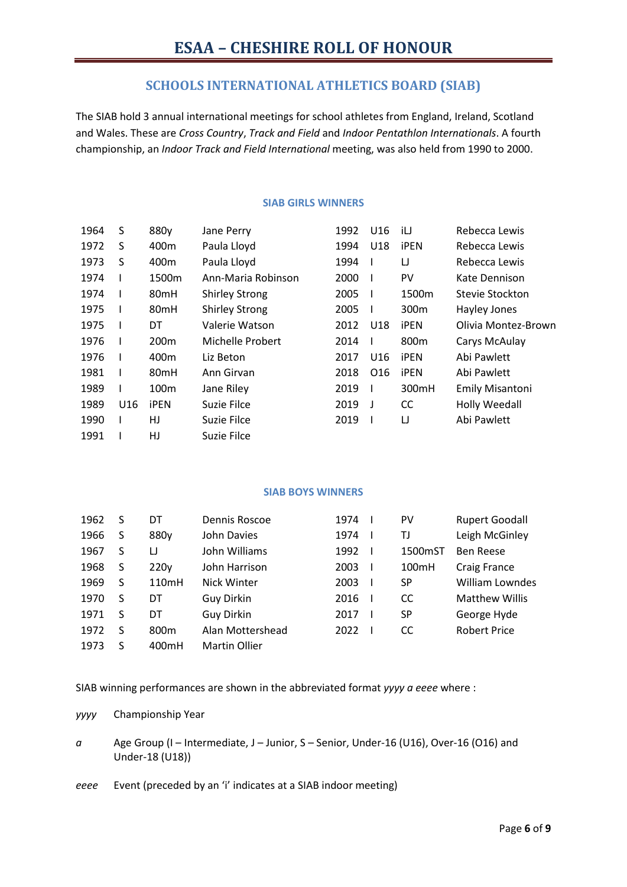# ESAA – CHESHIRE ROLL OF HONOUR

## SCHOOLS INTERNATIONAL ATHLETICS BOARD (SIAB)

The SIAB hold 3 annual international meetings for school athletes from England, Ireland, Scotland and Wales. These are *Cross Country*, *Track and Field* and *Indoor Pentathlon Internationals*. A fourth championship, an *Indoor Track and Field International* meeting, was also held from 1990 to 2000.

### SIAB GIRLS WINNERS

| Year | Age | Event | Name |
|---|---|---|---|
| 1964 | S | 880y | Jane Perry |
| 1972 | S | 400m | Paula Lloyd |
| 1973 | S | 400m | Paula Lloyd |
| 1974 | I | 1500m | Ann-Maria Robinson |
| 1974 | I | 80mH | Shirley Strong |
| 1975 | I | 80mH | Shirley Strong |
| 1975 | I | DT | Valerie Watson |
| 1976 | I | 200m | Michelle Probert |
| 1976 | I | 400m | Liz Beton |
| 1981 | I | 80mH | Ann Girvan |
| 1989 | I | 100m | Jane Riley |
| 1989 | U16 | iPEN | Suzie Filce |
| 1990 | I | HJ | Suzie Filce |
| 1991 | I | HJ | Suzie Filce |
| 1992 | U16 | iLJ | Rebecca Lewis |
| 1994 | U18 | iPEN | Rebecca Lewis |
| 1994 | I | LJ | Rebecca Lewis |
| 2000 | I | PV | Kate Dennison |
| 2005 | I | 1500m | Stevie Stockton |
| 2005 | I | 300m | Hayley Jones |
| 2012 | U18 | iPEN | Olivia Montez-Brown |
| 2014 | I | 800m | Carys McAulay |
| 2017 | U16 | iPEN | Abi Pawlett |
| 2018 | O16 | iPEN | Abi Pawlett |
| 2019 | I | 300mH | Emily Misantoni |
| 2019 | J | CC | Holly Weedall |
| 2019 | I | LJ | Abi Pawlett |

### SIAB BOYS WINNERS

| Year | Age | Event | Name |
|---|---|---|---|
| 1962 | S | DT | Dennis Roscoe |
| 1966 | S | 880y | John Davies |
| 1967 | S | LJ | John Williams |
| 1968 | S | 220y | John Harrison |
| 1969 | S | 110mH | Nick Winter |
| 1970 | S | DT | Guy Dirkin |
| 1971 | S | DT | Guy Dirkin |
| 1972 | S | 800m | Alan Mottershead |
| 1973 | S | 400mH | Martin Ollier |
| 1974 | I | PV | Rupert Goodall |
| 1974 | I | TJ | Leigh McGinley |
| 1992 | I | 1500mST | Ben Reese |
| 2003 | I | 100mH | Craig France |
| 2003 | I | SP | William Lowndes |
| 2016 | I | CC | Matthew Willis |
| 2017 | I | SP | George Hyde |
| 2022 | I | CC | Robert Price |

SIAB winning performances are shown in the abbreviated format *yyyy a eeee* where :

*yyyy* Championship Year

*a* Age Group (I – Intermediate, J – Junior, S – Senior, Under-16 (U16), Over-16 (O16) and Under-18 (U18))

*eeee* Event (preceded by an 'i' indicates at a SIAB indoor meeting)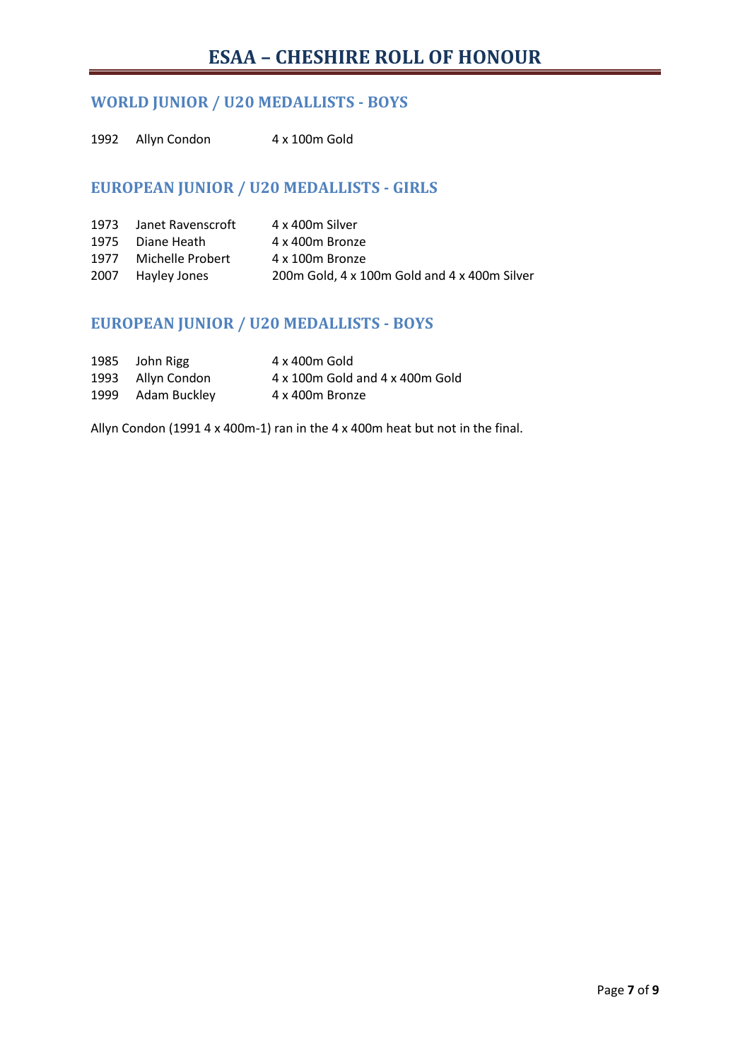# ESAA – CHESHIRE ROLL OF HONOUR

## WORLD JUNIOR / U20 MEDALLISTS - BOYS

| | | |
|---|---|---|
| 1992 | Allyn Condon | 4 x 100m Gold |

## EUROPEAN JUNIOR / U20 MEDALLISTS - GIRLS

| | | |
|---|---|---|
| 1973 | Janet Ravenscroft | 4 x 400m Silver |
| 1975 | Diane Heath | 4 x 400m Bronze |
| 1977 | Michelle Probert | 4 x 100m Bronze |
| 2007 | Hayley Jones | 200m Gold, 4 x 100m Gold and 4 x 400m Silver |

## EUROPEAN JUNIOR / U20 MEDALLISTS - BOYS

| | | |
|---|---|---|
| 1985 | John Rigg | 4 x 400m Gold |
| 1993 | Allyn Condon | 4 x 100m Gold and 4 x 400m Gold |
| 1999 | Adam Buckley | 4 x 400m Bronze |

Allyn Condon (1991 4 x 400m-1) ran in the 4 x 400m heat but not in the final.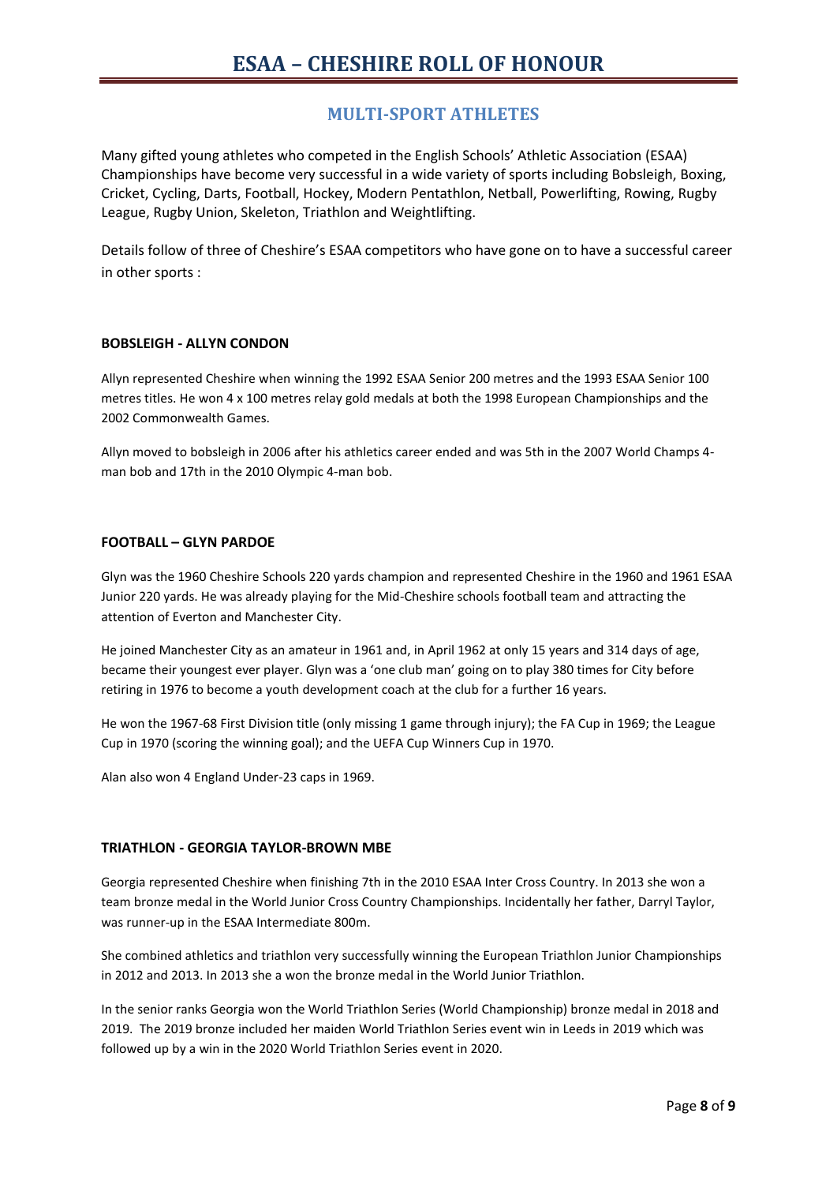# ESAA – CHESHIRE ROLL OF HONOUR

## MULTI-SPORT ATHLETES

Many gifted young athletes who competed in the English Schools' Athletic Association (ESAA) Championships have become very successful in a wide variety of sports including Bobsleigh, Boxing, Cricket, Cycling, Darts, Football, Hockey, Modern Pentathlon, Netball, Powerlifting, Rowing, Rugby League, Rugby Union, Skeleton, Triathlon and Weightlifting.

Details follow of three of Cheshire's ESAA competitors who have gone on to have a successful career in other sports :

### BOBSLEIGH - ALLYN CONDON

Allyn represented Cheshire when winning the 1992 ESAA Senior 200 metres and the 1993 ESAA Senior 100 metres titles. He won 4 x 100 metres relay gold medals at both the 1998 European Championships and the 2002 Commonwealth Games.

Allyn moved to bobsleigh in 2006 after his athletics career ended and was 5th in the 2007 World Champs 4-man bob and 17th in the 2010 Olympic 4-man bob.

### FOOTBALL – GLYN PARDOE

Glyn was the 1960 Cheshire Schools 220 yards champion and represented Cheshire in the 1960 and 1961 ESAA Junior 220 yards. He was already playing for the Mid-Cheshire schools football team and attracting the attention of Everton and Manchester City.

He joined Manchester City as an amateur in 1961 and, in April 1962 at only 15 years and 314 days of age, became their youngest ever player. Glyn was a 'one club man' going on to play 380 times for City before retiring in 1976 to become a youth development coach at the club for a further 16 years.

He won the 1967-68 First Division title (only missing 1 game through injury); the FA Cup in 1969; the League Cup in 1970 (scoring the winning goal); and the UEFA Cup Winners Cup in 1970.

Alan also won 4 England Under-23 caps in 1969.

### TRIATHLON - GEORGIA TAYLOR-BROWN MBE

Georgia represented Cheshire when finishing 7th in the 2010 ESAA Inter Cross Country. In 2013 she won a team bronze medal in the World Junior Cross Country Championships. Incidentally her father, Darryl Taylor, was runner-up in the ESAA Intermediate 800m.

She combined athletics and triathlon very successfully winning the European Triathlon Junior Championships in 2012 and 2013. In 2013 she a won the bronze medal in the World Junior Triathlon.

In the senior ranks Georgia won the World Triathlon Series (World Championship) bronze medal in 2018 and 2019. The 2019 bronze included her maiden World Triathlon Series event win in Leeds in 2019 which was followed up by a win in the 2020 World Triathlon Series event in 2020.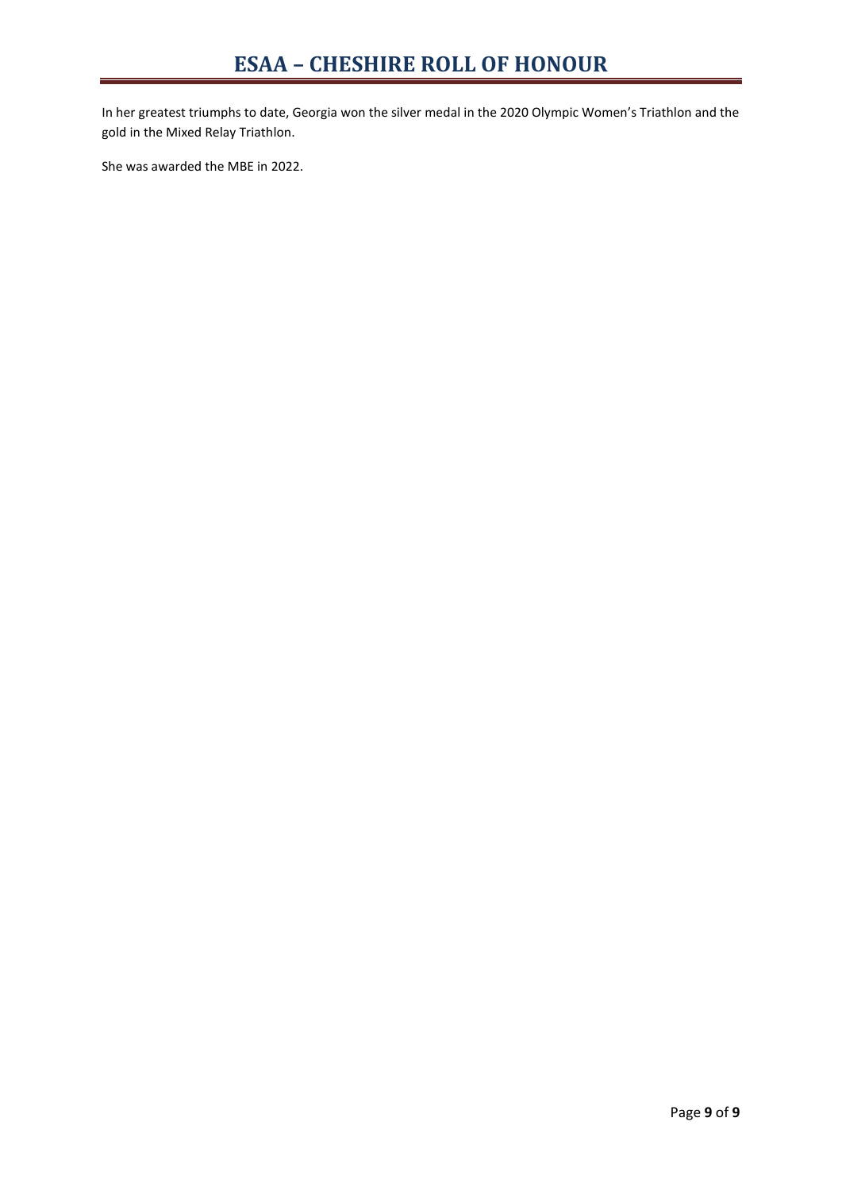In her greatest triumphs to date, Georgia won the silver medal in the 2020 Olympic Women's Triathlon and the gold in the Mixed Relay Triathlon.

She was awarded the MBE in 2022.